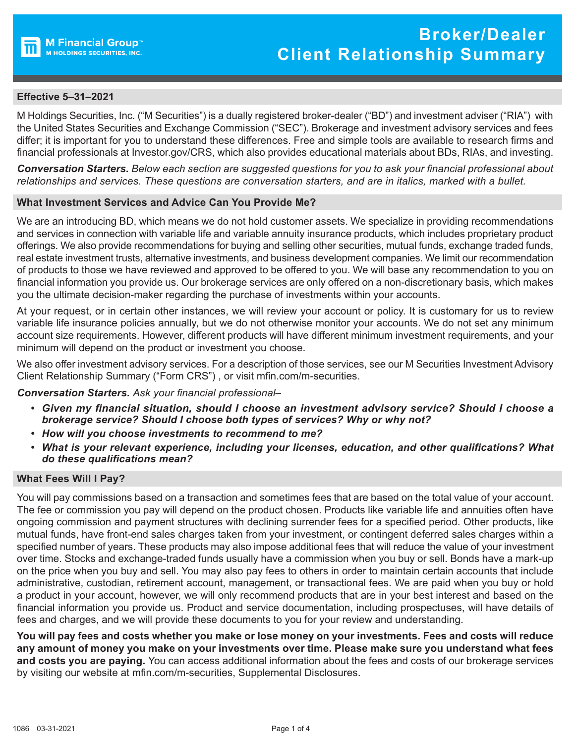M Financial Group™
M HOLDINGS SECURITIES, INC.

# Broker/Dealer Client Relationship Summary

**Effective 5–31–2021**

M Holdings Securities, Inc. ("M Securities") is a dually registered broker-dealer ("BD") and investment adviser ("RIA") with the United States Securities and Exchange Commission ("SEC"). Brokerage and investment advisory services and fees differ; it is important for you to understand these differences. Free and simple tools are available to research firms and financial professionals at Investor.gov/CRS, which also provides educational materials about BDs, RIAs, and investing.

***Conversation Starters.*** *Below each section are suggested questions for you to ask your financial professional about relationships and services. These questions are conversation starters, and are in italics, marked with a bullet.*

## What Investment Services and Advice Can You Provide Me?

We are an introducing BD, which means we do not hold customer assets. We specialize in providing recommendations and services in connection with variable life and variable annuity insurance products, which includes proprietary product offerings. We also provide recommendations for buying and selling other securities, mutual funds, exchange traded funds, real estate investment trusts, alternative investments, and business development companies. We limit our recommendation of products to those we have reviewed and approved to be offered to you. We will base any recommendation to you on financial information you provide us. Our brokerage services are only offered on a non-discretionary basis, which makes you the ultimate decision-maker regarding the purchase of investments within your accounts.

At your request, or in certain other instances, we will review your account or policy. It is customary for us to review variable life insurance policies annually, but we do not otherwise monitor your accounts. We do not set any minimum account size requirements. However, different products will have different minimum investment requirements, and your minimum will depend on the product or investment you choose.

We also offer investment advisory services. For a description of those services, see our M Securities Investment Advisory Client Relationship Summary ("Form CRS") , or visit mfin.com/m-securities.

***Conversation Starters.*** *Ask your financial professional–*

- ***Given my financial situation, should I choose an investment advisory service? Should I choose a brokerage service? Should I choose both types of services? Why or why not?***
- ***How will you choose investments to recommend to me?***
- ***What is your relevant experience, including your licenses, education, and other qualifications? What do these qualifications mean?***

## What Fees Will I Pay?

You will pay commissions based on a transaction and sometimes fees that are based on the total value of your account. The fee or commission you pay will depend on the product chosen. Products like variable life and annuities often have ongoing commission and payment structures with declining surrender fees for a specified period. Other products, like mutual funds, have front-end sales charges taken from your investment, or contingent deferred sales charges within a specified number of years. These products may also impose additional fees that will reduce the value of your investment over time. Stocks and exchange-traded funds usually have a commission when you buy or sell. Bonds have a mark-up on the price when you buy and sell. You may also pay fees to others in order to maintain certain accounts that include administrative, custodian, retirement account, management, or transactional fees. We are paid when you buy or hold a product in your account, however, we will only recommend products that are in your best interest and based on the financial information you provide us. Product and service documentation, including prospectuses, will have details of fees and charges, and we will provide these documents to you for your review and understanding.

**You will pay fees and costs whether you make or lose money on your investments. Fees and costs will reduce any amount of money you make on your investments over time. Please make sure you understand what fees and costs you are paying.** You can access additional information about the fees and costs of our brokerage services by visiting our website at mfin.com/m-securities, Supplemental Disclosures.

1086 03-31-2021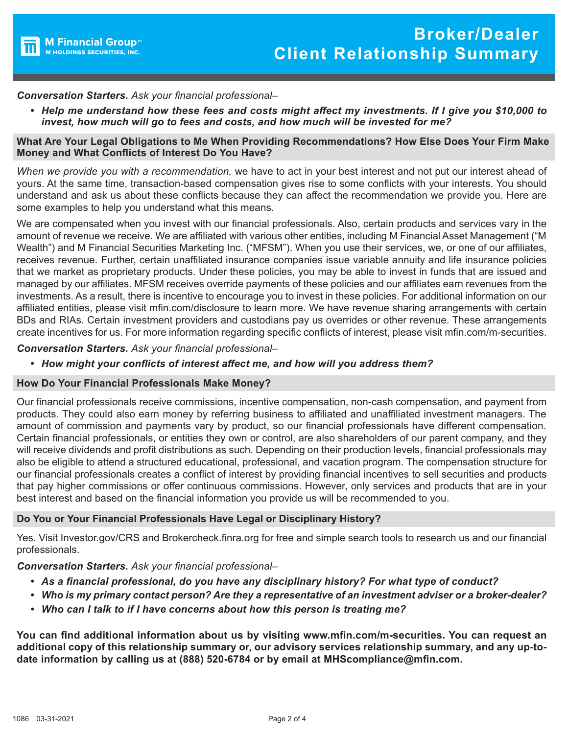**Conversation Starters.** *Ask your financial professional–*

- ***Help me understand how these fees and costs might affect my investments. If I give you $10,000 to invest, how much will go to fees and costs, and how much will be invested for me?***

## What Are Your Legal Obligations to Me When Providing Recommendations? How Else Does Your Firm Make Money and What Conflicts of Interest Do You Have?

*When we provide you with a recommendation,* we have to act in your best interest and not put our interest ahead of yours. At the same time, transaction-based compensation gives rise to some conflicts with your interests. You should understand and ask us about these conflicts because they can affect the recommendation we provide you. Here are some examples to help you understand what this means.

We are compensated when you invest with our financial professionals. Also, certain products and services vary in the amount of revenue we receive. We are affiliated with various other entities, including M Financial Asset Management ("M Wealth") and M Financial Securities Marketing Inc. ("MFSM"). When you use their services, we, or one of our affiliates, receives revenue. Further, certain unaffiliated insurance companies issue variable annuity and life insurance policies that we market as proprietary products. Under these policies, you may be able to invest in funds that are issued and managed by our affiliates. MFSM receives override payments of these policies and our affiliates earn revenues from the investments. As a result, there is incentive to encourage you to invest in these policies. For additional information on our affiliated entities, please visit mfin.com/disclosure to learn more. We have revenue sharing arrangements with certain BDs and RIAs. Certain investment providers and custodians pay us overrides or other revenue. These arrangements create incentives for us. For more information regarding specific conflicts of interest, please visit mfin.com/m-securities.

**Conversation Starters.** *Ask your financial professional–*

- ***How might your conflicts of interest affect me, and how will you address them?***

## How Do Your Financial Professionals Make Money?

Our financial professionals receive commissions, incentive compensation, non-cash compensation, and payment from products. They could also earn money by referring business to affiliated and unaffiliated investment managers. The amount of commission and payments vary by product, so our financial professionals have different compensation. Certain financial professionals, or entities they own or control, are also shareholders of our parent company, and they will receive dividends and profit distributions as such. Depending on their production levels, financial professionals may also be eligible to attend a structured educational, professional, and vacation program. The compensation structure for our financial professionals creates a conflict of interest by providing financial incentives to sell securities and products that pay higher commissions or offer continuous commissions. However, only services and products that are in your best interest and based on the financial information you provide us will be recommended to you.

## Do You or Your Financial Professionals Have Legal or Disciplinary History?

Yes. Visit Investor.gov/CRS and Brokercheck.finra.org for free and simple search tools to research us and our financial professionals.

**Conversation Starters.** *Ask your financial professional–*

- ***As a financial professional, do you have any disciplinary history? For what type of conduct?***
- ***Who is my primary contact person? Are they a representative of an investment adviser or a broker-dealer?***
- ***Who can I talk to if I have concerns about how this person is treating me?***

**You can find additional information about us by visiting www.mfin.com/m-securities. You can request an additional copy of this relationship summary or, our advisory services relationship summary, and any up-to-date information by calling us at (888) 520-6784 or by email at MHScompliance@mfin.com.**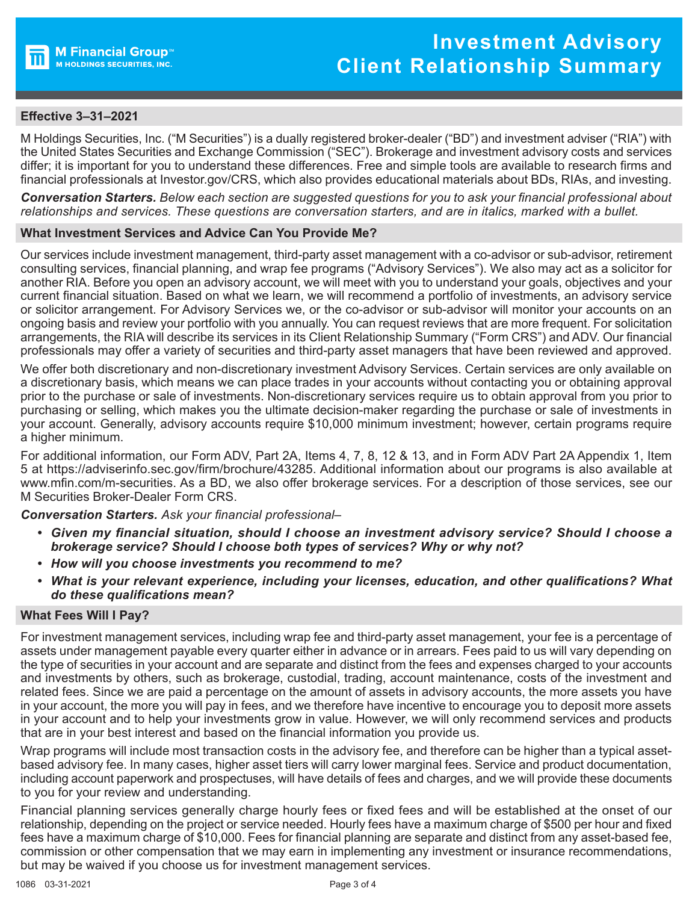M Financial Group™
M HOLDINGS SECURITIES, INC.

# Investment Advisory Client Relationship Summary

## Effective 3–31–2021

M Holdings Securities, Inc. ("M Securities") is a dually registered broker-dealer ("BD") and investment adviser ("RIA") with the United States Securities and Exchange Commission ("SEC"). Brokerage and investment advisory costs and services differ; it is important for you to understand these differences. Free and simple tools are available to research firms and financial professionals at Investor.gov/CRS, which also provides educational materials about BDs, RIAs, and investing.

***Conversation Starters.*** *Below each section are suggested questions for you to ask your financial professional about relationships and services. These questions are conversation starters, and are in italics, marked with a bullet.*

## What Investment Services and Advice Can You Provide Me?

Our services include investment management, third-party asset management with a co-advisor or sub-advisor, retirement consulting services, financial planning, and wrap fee programs ("Advisory Services"). We also may act as a solicitor for another RIA. Before you open an advisory account, we will meet with you to understand your goals, objectives and your current financial situation. Based on what we learn, we will recommend a portfolio of investments, an advisory service or solicitor arrangement. For Advisory Services we, or the co-advisor or sub-advisor will monitor your accounts on an ongoing basis and review your portfolio with you annually. You can request reviews that are more frequent. For solicitation arrangements, the RIA will describe its services in its Client Relationship Summary ("Form CRS") and ADV. Our financial professionals may offer a variety of securities and third-party asset managers that have been reviewed and approved.

We offer both discretionary and non-discretionary investment Advisory Services. Certain services are only available on a discretionary basis, which means we can place trades in your accounts without contacting you or obtaining approval prior to the purchase or sale of investments. Non-discretionary services require us to obtain approval from you prior to purchasing or selling, which makes you the ultimate decision-maker regarding the purchase or sale of investments in your account. Generally, advisory accounts require $10,000 minimum investment; however, certain programs require a higher minimum.

For additional information, our Form ADV, Part 2A, Items 4, 7, 8, 12 & 13, and in Form ADV Part 2A Appendix 1, Item 5 at https://adviserinfo.sec.gov/firm/brochure/43285. Additional information about our programs is also available at www.mfin.com/m-securities. As a BD, we also offer brokerage services. For a description of those services, see our M Securities Broker-Dealer Form CRS.

***Conversation Starters.*** *Ask your financial professional–*

- ***Given my financial situation, should I choose an investment advisory service? Should I choose a brokerage service? Should I choose both types of services? Why or why not?***
- ***How will you choose investments you recommend to me?***
- ***What is your relevant experience, including your licenses, education, and other qualifications? What do these qualifications mean?***

## What Fees Will I Pay?

For investment management services, including wrap fee and third-party asset management, your fee is a percentage of assets under management payable every quarter either in advance or in arrears. Fees paid to us will vary depending on the type of securities in your account and are separate and distinct from the fees and expenses charged to your accounts and investments by others, such as brokerage, custodial, trading, account maintenance, costs of the investment and related fees. Since we are paid a percentage on the amount of assets in advisory accounts, the more assets you have in your account, the more you will pay in fees, and we therefore have incentive to encourage you to deposit more assets in your account and to help your investments grow in value. However, we will only recommend services and products that are in your best interest and based on the financial information you provide us.

Wrap programs will include most transaction costs in the advisory fee, and therefore can be higher than a typical asset-based advisory fee. In many cases, higher asset tiers will carry lower marginal fees. Service and product documentation, including account paperwork and prospectuses, will have details of fees and charges, and we will provide these documents to you for your review and understanding.

Financial planning services generally charge hourly fees or fixed fees and will be established at the onset of our relationship, depending on the project or service needed. Hourly fees have a maximum charge of $500 per hour and fixed fees have a maximum charge of $10,000. Fees for financial planning are separate and distinct from any asset-based fee, commission or other compensation that we may earn in implementing any investment or insurance recommendations, but may be waived if you choose us for investment management services.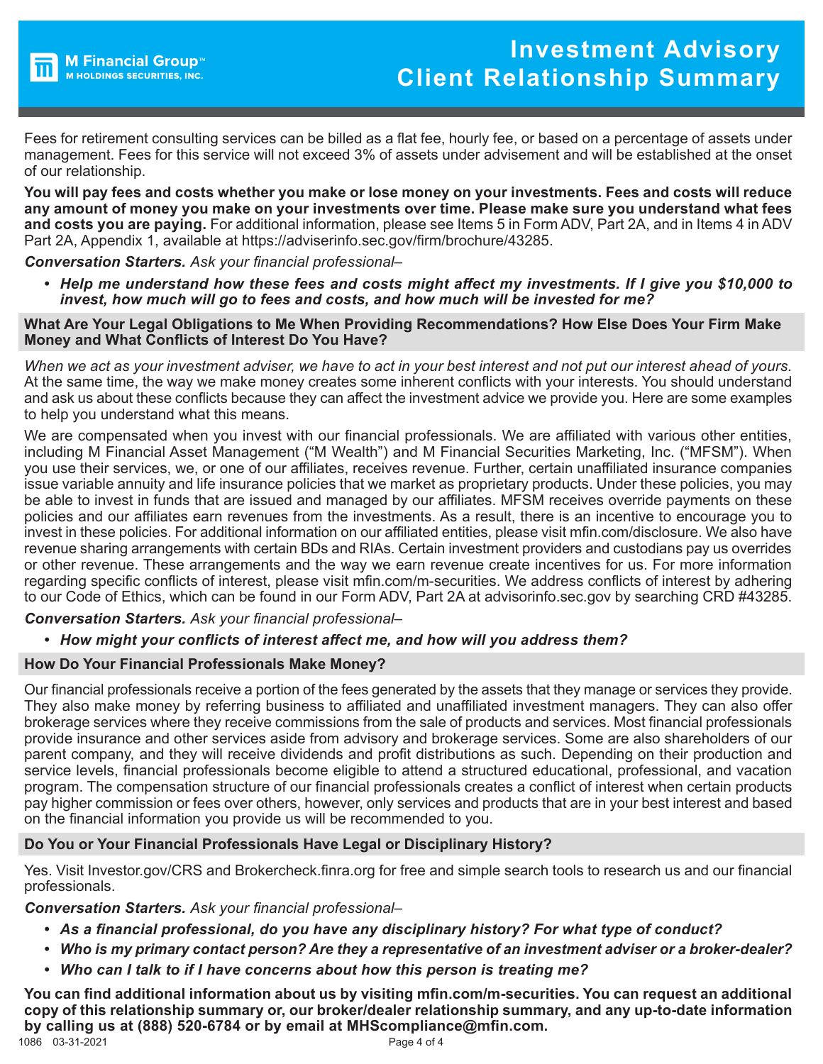Fees for retirement consulting services can be billed as a flat fee, hourly fee, or based on a percentage of assets under management. Fees for this service will not exceed 3% of assets under advisement and will be established at the onset of our relationship.

**You will pay fees and costs whether you make or lose money on your investments. Fees and costs will reduce any amount of money you make on your investments over time. Please make sure you understand what fees and costs you are paying.** For additional information, please see Items 5 in Form ADV, Part 2A, and in Items 4 in ADV Part 2A, Appendix 1, available at https://adviserinfo.sec.gov/firm/brochure/43285.

***Conversation Starters.*** *Ask your financial professional–*

- ***Help me understand how these fees and costs might affect my investments. If I give you $10,000 to invest, how much will go to fees and costs, and how much will be invested for me?***

## What Are Your Legal Obligations to Me When Providing Recommendations? How Else Does Your Firm Make Money and What Conflicts of Interest Do You Have?

*When we act as your investment adviser, we have to act in your best interest and not put our interest ahead of yours.* At the same time, the way we make money creates some inherent conflicts with your interests. You should understand and ask us about these conflicts because they can affect the investment advice we provide you. Here are some examples to help you understand what this means.

We are compensated when you invest with our financial professionals. We are affiliated with various other entities, including M Financial Asset Management ("M Wealth") and M Financial Securities Marketing, Inc. ("MFSM"). When you use their services, we, or one of our affiliates, receives revenue. Further, certain unaffiliated insurance companies issue variable annuity and life insurance policies that we market as proprietary products. Under these policies, you may be able to invest in funds that are issued and managed by our affiliates. MFSM receives override payments on these policies and our affiliates earn revenues from the investments. As a result, there is an incentive to encourage you to invest in these policies. For additional information on our affiliated entities, please visit mfin.com/disclosure. We also have revenue sharing arrangements with certain BDs and RIAs. Certain investment providers and custodians pay us overrides or other revenue. These arrangements and the way we earn revenue create incentives for us. For more information regarding specific conflicts of interest, please visit mfin.com/m-securities. We address conflicts of interest by adhering to our Code of Ethics, which can be found in our Form ADV, Part 2A at advisorinfo.sec.gov by searching CRD #43285.

***Conversation Starters.*** *Ask your financial professional–*

- ***How might your conflicts of interest affect me, and how will you address them?***

## How Do Your Financial Professionals Make Money?

Our financial professionals receive a portion of the fees generated by the assets that they manage or services they provide. They also make money by referring business to affiliated and unaffiliated investment managers. They can also offer brokerage services where they receive commissions from the sale of products and services. Most financial professionals provide insurance and other services aside from advisory and brokerage services. Some are also shareholders of our parent company, and they will receive dividends and profit distributions as such. Depending on their production and service levels, financial professionals become eligible to attend a structured educational, professional, and vacation program. The compensation structure of our financial professionals creates a conflict of interest when certain products pay higher commission or fees over others, however, only services and products that are in your best interest and based on the financial information you provide us will be recommended to you.

## Do You or Your Financial Professionals Have Legal or Disciplinary History?

Yes. Visit Investor.gov/CRS and Brokercheck.finra.org for free and simple search tools to research us and our financial professionals.

***Conversation Starters.*** *Ask your financial professional–*

- ***As a financial professional, do you have any disciplinary history? For what type of conduct?***
- ***Who is my primary contact person? Are they a representative of an investment adviser or a broker-dealer?***
- ***Who can I talk to if I have concerns about how this person is treating me?***

**You can find additional information about us by visiting mfin.com/m-securities. You can request an additional copy of this relationship summary or, our broker/dealer relationship summary, and any up-to-date information by calling us at (888) 520-6784 or by email at MHScompliance@mfin.com.**